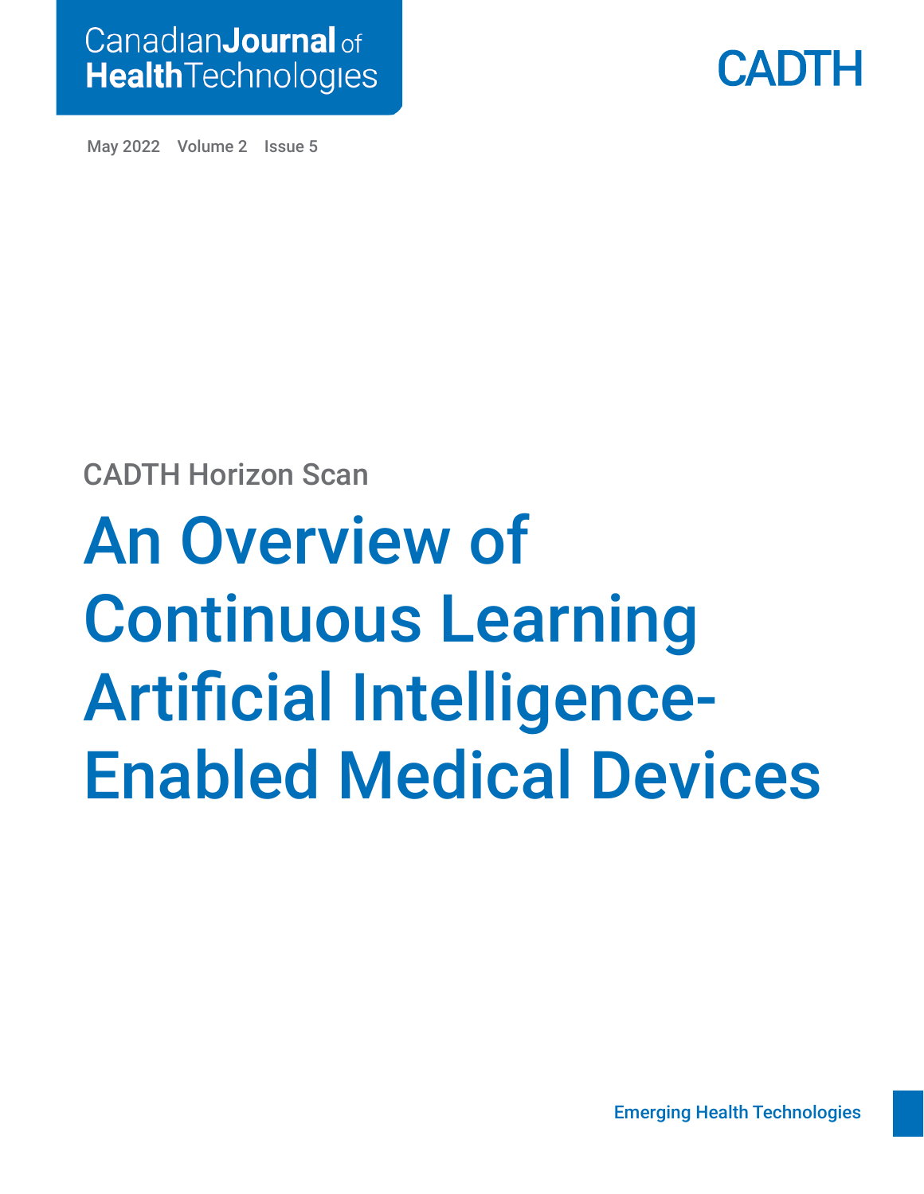Canadian Journal of Health Technologies

CADTH

May 2022 Volume 2 Issue 5

CADTH Horizon Scan

# An Overview of Continuous Learning Artificial Intelligence-Enabled Medical Devices

Emerging Health Technologies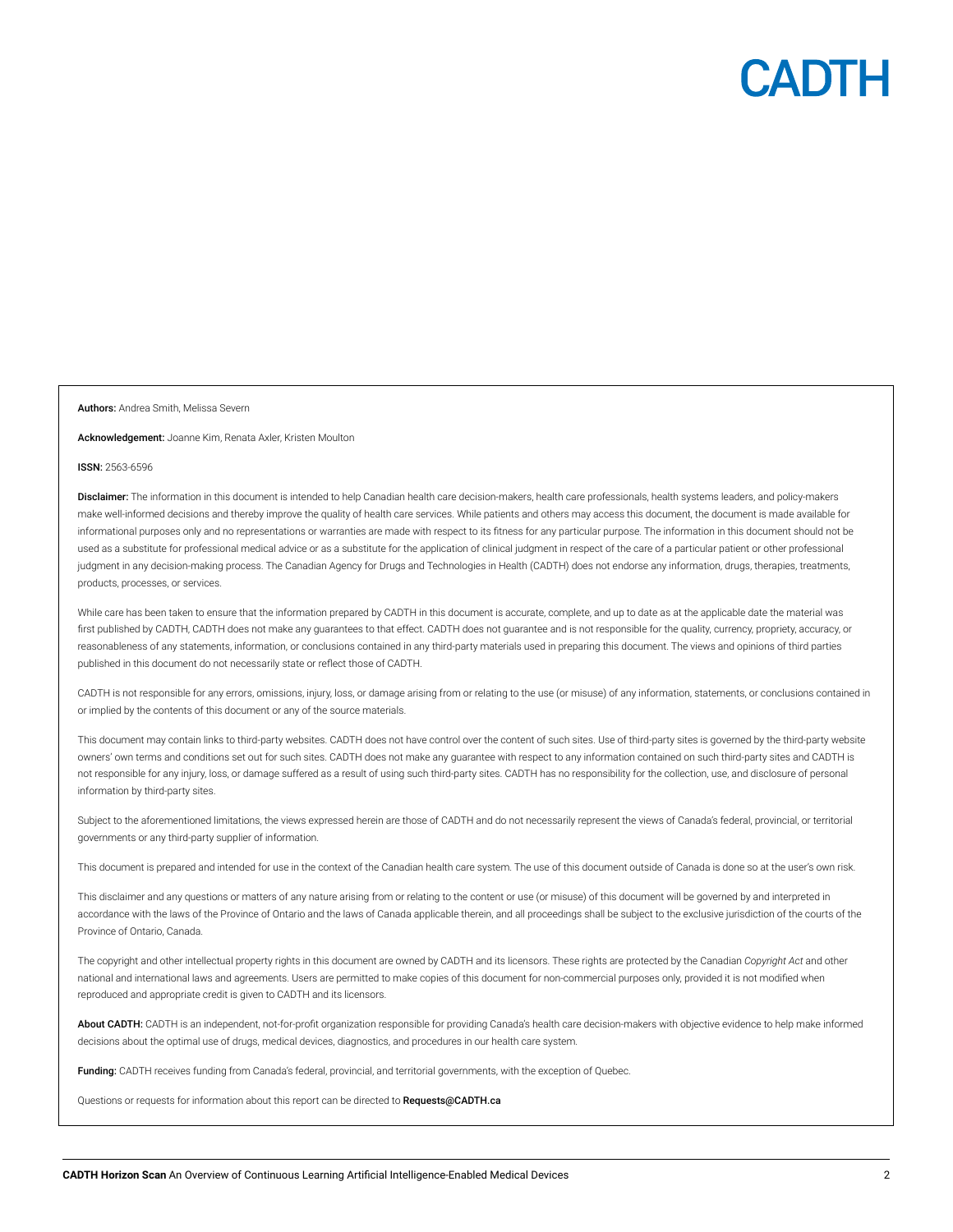**Authors:** Andrea Smith, Melissa Severn

**Acknowledgement:** Joanne Kim, Renata Axler, Kristen Moulton

**ISSN:** 2563-6596

**Disclaimer:** The information in this document is intended to help Canadian health care decision-makers, health care professionals, health systems leaders, and policy-makers make well-informed decisions and thereby improve the quality of health care services. While patients and others may access this document, the document is made available for informational purposes only and no representations or warranties are made with respect to its fitness for any particular purpose. The information in this document should not be used as a substitute for professional medical advice or as a substitute for the application of clinical judgment in respect of the care of a particular patient or other professional judgment in any decision-making process. The Canadian Agency for Drugs and Technologies in Health (CADTH) does not endorse any information, drugs, therapies, treatments, products, processes, or services.

While care has been taken to ensure that the information prepared by CADTH in this document is accurate, complete, and up to date as at the applicable date the material was first published by CADTH, CADTH does not make any guarantees to that effect. CADTH does not guarantee and is not responsible for the quality, currency, propriety, accuracy, or reasonableness of any statements, information, or conclusions contained in any third-party materials used in preparing this document. The views and opinions of third parties published in this document do not necessarily state or reflect those of CADTH.

CADTH is not responsible for any errors, omissions, injury, loss, or damage arising from or relating to the use (or misuse) of any information, statements, or conclusions contained in or implied by the contents of this document or any of the source materials.

This document may contain links to third-party websites. CADTH does not have control over the content of such sites. Use of third-party sites is governed by the third-party website owners' own terms and conditions set out for such sites. CADTH does not make any guarantee with respect to any information contained on such third-party sites and CADTH is not responsible for any injury, loss, or damage suffered as a result of using such third-party sites. CADTH has no responsibility for the collection, use, and disclosure of personal information by third-party sites.

Subject to the aforementioned limitations, the views expressed herein are those of CADTH and do not necessarily represent the views of Canada's federal, provincial, or territorial governments or any third-party supplier of information.

This document is prepared and intended for use in the context of the Canadian health care system. The use of this document outside of Canada is done so at the user's own risk.

This disclaimer and any questions or matters of any nature arising from or relating to the content or use (or misuse) of this document will be governed by and interpreted in accordance with the laws of the Province of Ontario and the laws of Canada applicable therein, and all proceedings shall be subject to the exclusive jurisdiction of the courts of the Province of Ontario, Canada.

The copyright and other intellectual property rights in this document are owned by CADTH and its licensors. These rights are protected by the Canadian *Copyright Act* and other national and international laws and agreements. Users are permitted to make copies of this document for non-commercial purposes only, provided it is not modified when reproduced and appropriate credit is given to CADTH and its licensors.

**About CADTH:** CADTH is an independent, not-for-profit organization responsible for providing Canada's health care decision-makers with objective evidence to help make informed decisions about the optimal use of drugs, medical devices, diagnostics, and procedures in our health care system.

**Funding:** CADTH receives funding from Canada's federal, provincial, and territorial governments, with the exception of Quebec.

Questions or requests for information about this report can be directed to **Requests@CADTH.ca**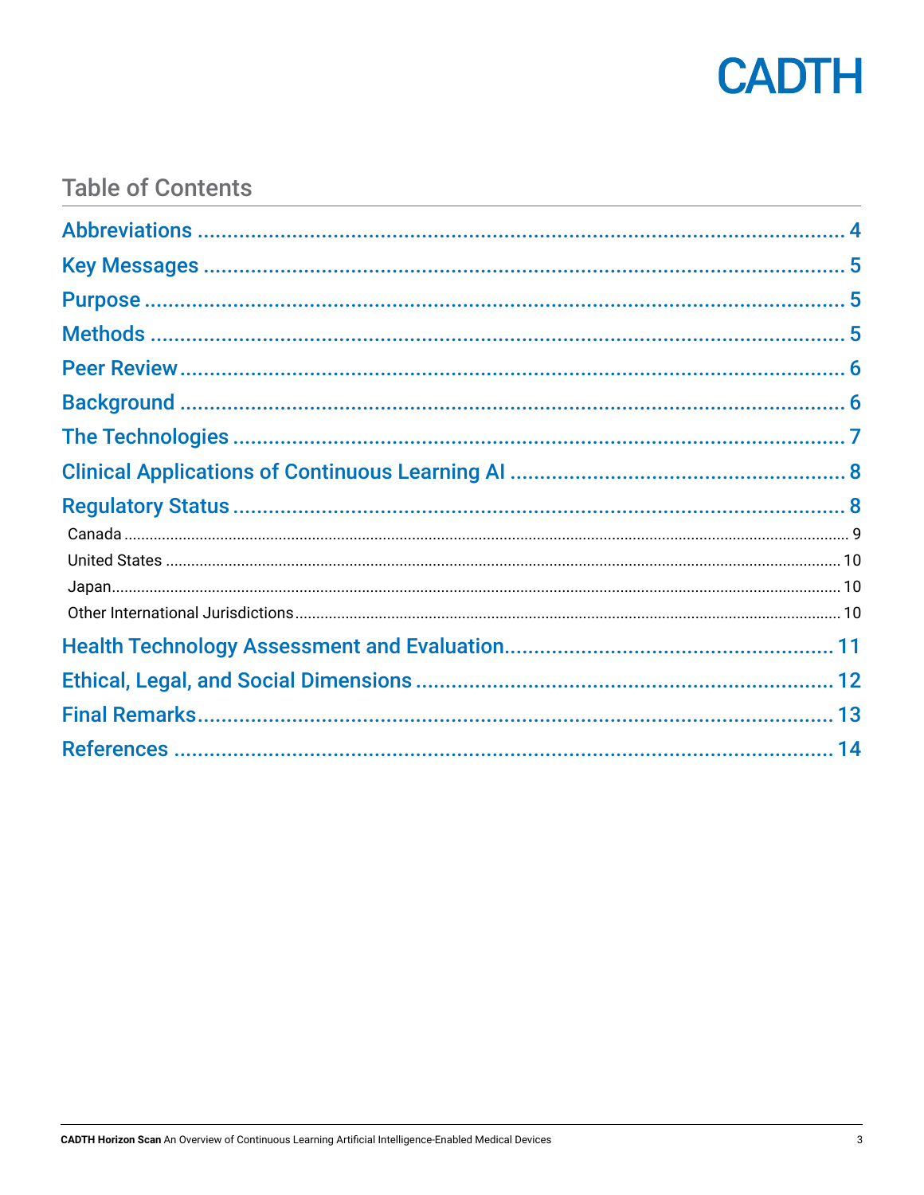## Table of Contents

- Abbreviations ..... 4
- Key Messages ..... 5
- Purpose ..... 5
- Methods ..... 5
- Peer Review ..... 6
- Background ..... 6
- The Technologies ..... 7
- Clinical Applications of Continuous Learning AI ..... 8
- Regulatory Status ..... 8
  - Canada ..... 9
  - United States ..... 10
  - Japan ..... 10
  - Other International Jurisdictions ..... 10
- Health Technology Assessment and Evaluation ..... 11
- Ethical, Legal, and Social Dimensions ..... 12
- Final Remarks ..... 13
- References ..... 14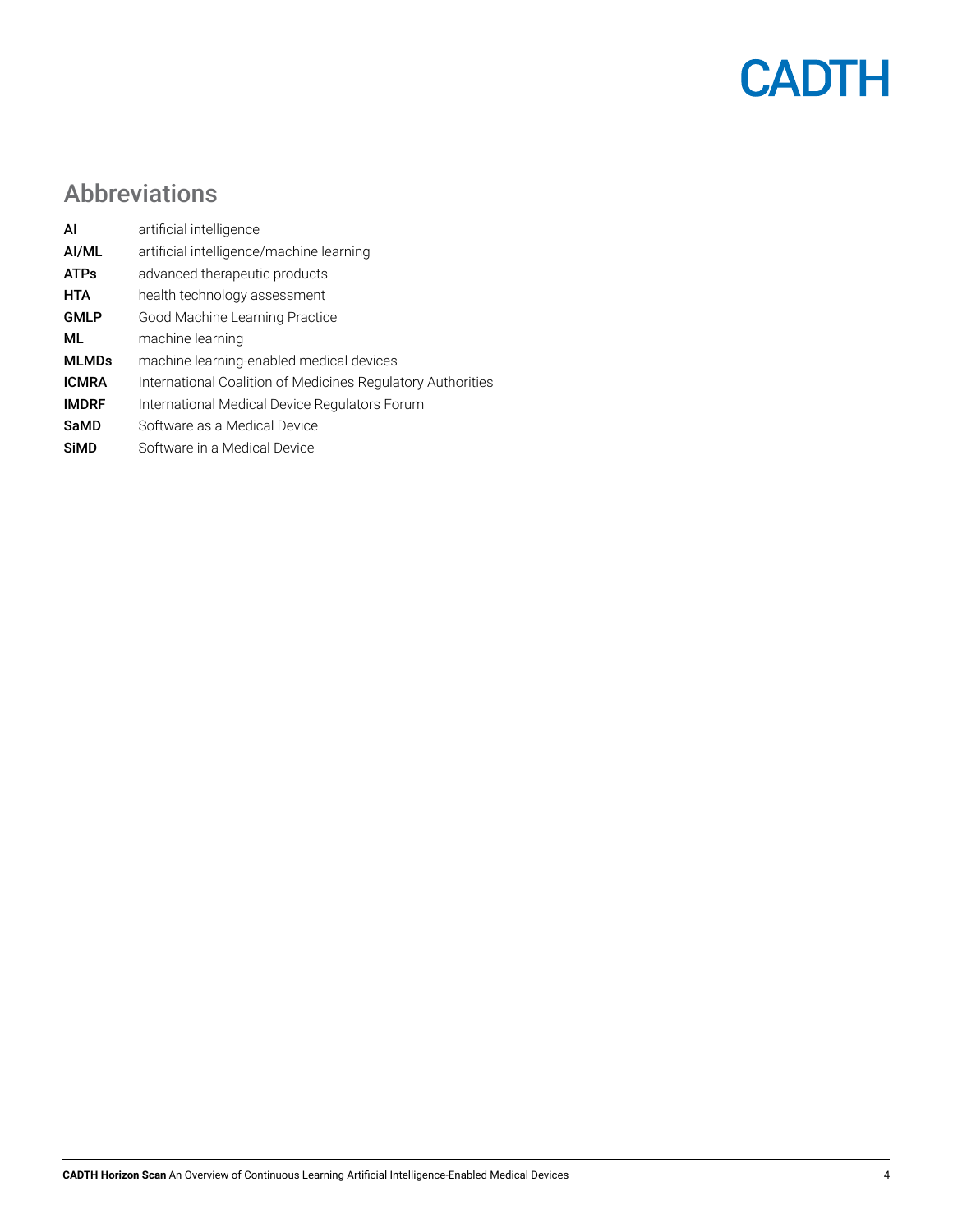## Abbreviations

| | |
|---|---|
| **AI** | artificial intelligence |
| **AI/ML** | artificial intelligence/machine learning |
| **ATPs** | advanced therapeutic products |
| **HTA** | health technology assessment |
| **GMLP** | Good Machine Learning Practice |
| **ML** | machine learning |
| **MLMDs** | machine learning-enabled medical devices |
| **ICMRA** | International Coalition of Medicines Regulatory Authorities |
| **IMDRF** | International Medical Device Regulators Forum |
| **SaMD** | Software as a Medical Device |
| **SiMD** | Software in a Medical Device |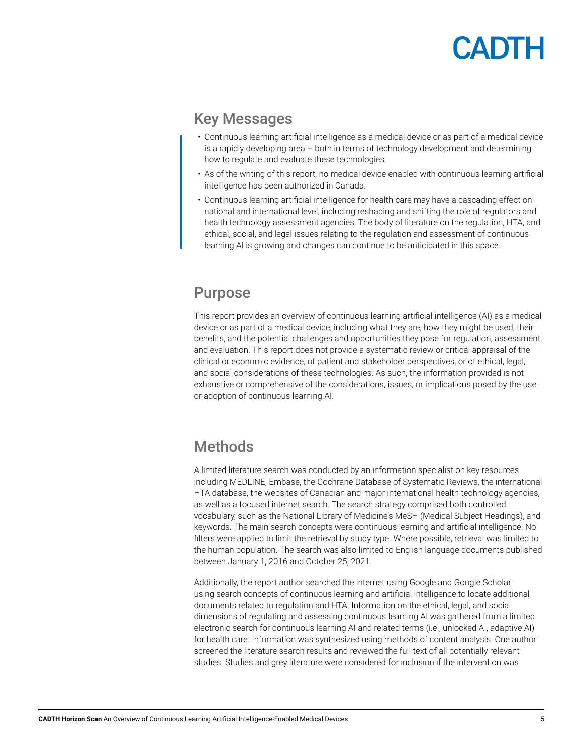## Key Messages

- Continuous learning artificial intelligence as a medical device or as part of a medical device is a rapidly developing area – both in terms of technology development and determining how to regulate and evaluate these technologies.
- As of the writing of this report, no medical device enabled with continuous learning artificial intelligence has been authorized in Canada.
- Continuous learning artificial intelligence for health care may have a cascading effect on national and international level, including reshaping and shifting the role of regulators and health technology assessment agencies. The body of literature on the regulation, HTA, and ethical, social, and legal issues relating to the regulation and assessment of continuous learning AI is growing and changes can continue to be anticipated in this space.

## Purpose

This report provides an overview of continuous learning artificial intelligence (AI) as a medical device or as part of a medical device, including what they are, how they might be used, their benefits, and the potential challenges and opportunities they pose for regulation, assessment, and evaluation. This report does not provide a systematic review or critical appraisal of the clinical or economic evidence, of patient and stakeholder perspectives, or of ethical, legal, and social considerations of these technologies. As such, the information provided is not exhaustive or comprehensive of the considerations, issues, or implications posed by the use or adoption of continuous learning AI.

## Methods

A limited literature search was conducted by an information specialist on key resources including MEDLINE, Embase, the Cochrane Database of Systematic Reviews, the international HTA database, the websites of Canadian and major international health technology agencies, as well as a focused internet search. The search strategy comprised both controlled vocabulary, such as the National Library of Medicine's MeSH (Medical Subject Headings), and keywords. The main search concepts were continuous learning and artificial intelligence. No filters were applied to limit the retrieval by study type. Where possible, retrieval was limited to the human population. The search was also limited to English language documents published between January 1, 2016 and October 25, 2021.

Additionally, the report author searched the internet using Google and Google Scholar using search concepts of continuous learning and artificial intelligence to locate additional documents related to regulation and HTA. Information on the ethical, legal, and social dimensions of regulating and assessing continuous learning AI was gathered from a limited electronic search for continuous learning AI and related terms (i.e., unlocked AI, adaptive AI) for health care. Information was synthesized using methods of content analysis. One author screened the literature search results and reviewed the full text of all potentially relevant studies. Studies and grey literature were considered for inclusion if the intervention was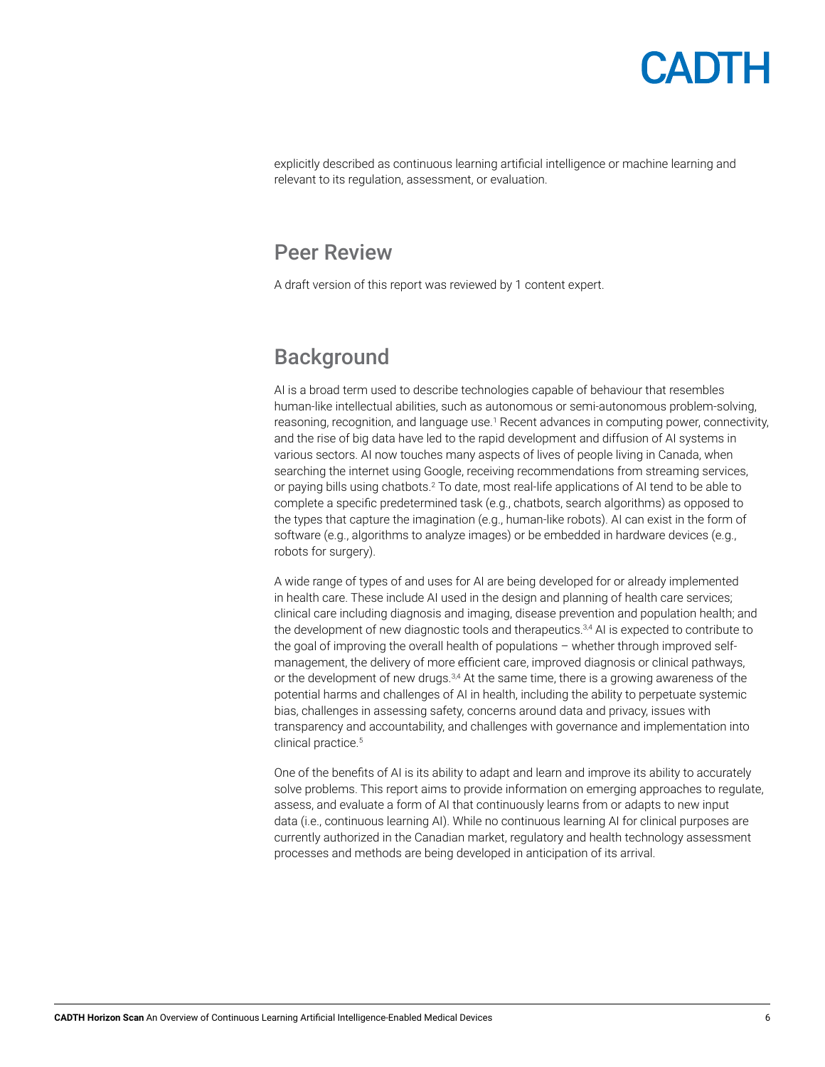explicitly described as continuous learning artificial intelligence or machine learning and relevant to its regulation, assessment, or evaluation.

## Peer Review

A draft version of this report was reviewed by 1 content expert.

## Background

AI is a broad term used to describe technologies capable of behaviour that resembles human-like intellectual abilities, such as autonomous or semi-autonomous problem-solving, reasoning, recognition, and language use.[1] Recent advances in computing power, connectivity, and the rise of big data have led to the rapid development and diffusion of AI systems in various sectors. AI now touches many aspects of lives of people living in Canada, when searching the internet using Google, receiving recommendations from streaming services, or paying bills using chatbots.[2] To date, most real-life applications of AI tend to be able to complete a specific predetermined task (e.g., chatbots, search algorithms) as opposed to the types that capture the imagination (e.g., human-like robots). AI can exist in the form of software (e.g., algorithms to analyze images) or be embedded in hardware devices (e.g., robots for surgery).

A wide range of types of and uses for AI are being developed for or already implemented in health care. These include AI used in the design and planning of health care services; clinical care including diagnosis and imaging, disease prevention and population health; and the development of new diagnostic tools and therapeutics.[3,4] AI is expected to contribute to the goal of improving the overall health of populations – whether through improved self-management, the delivery of more efficient care, improved diagnosis or clinical pathways, or the development of new drugs.[3,4] At the same time, there is a growing awareness of the potential harms and challenges of AI in health, including the ability to perpetuate systemic bias, challenges in assessing safety, concerns around data and privacy, issues with transparency and accountability, and challenges with governance and implementation into clinical practice.[5]

One of the benefits of AI is its ability to adapt and learn and improve its ability to accurately solve problems. This report aims to provide information on emerging approaches to regulate, assess, and evaluate a form of AI that continuously learns from or adapts to new input data (i.e., continuous learning AI). While no continuous learning AI for clinical purposes are currently authorized in the Canadian market, regulatory and health technology assessment processes and methods are being developed in anticipation of its arrival.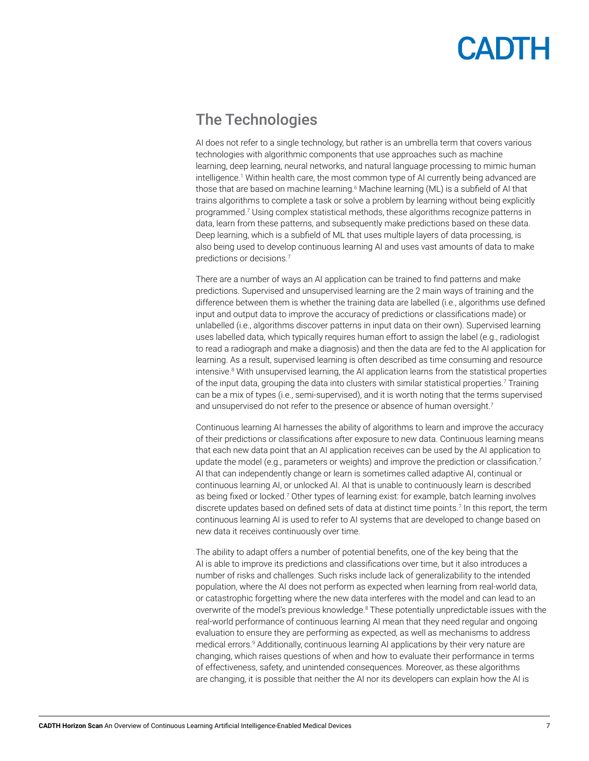## The Technologies

AI does not refer to a single technology, but rather is an umbrella term that covers various technologies with algorithmic components that use approaches such as machine learning, deep learning, neural networks, and natural language processing to mimic human intelligence.[1] Within health care, the most common type of AI currently being advanced are those that are based on machine learning.[6] Machine learning (ML) is a subfield of AI that trains algorithms to complete a task or solve a problem by learning without being explicitly programmed.[7] Using complex statistical methods, these algorithms recognize patterns in data, learn from these patterns, and subsequently make predictions based on these data. Deep learning, which is a subfield of ML that uses multiple layers of data processing, is also being used to develop continuous learning AI and uses vast amounts of data to make predictions or decisions.[7]

There are a number of ways an AI application can be trained to find patterns and make predictions. Supervised and unsupervised learning are the 2 main ways of training and the difference between them is whether the training data are labelled (i.e., algorithms use defined input and output data to improve the accuracy of predictions or classifications made) or unlabelled (i.e., algorithms discover patterns in input data on their own). Supervised learning uses labelled data, which typically requires human effort to assign the label (e.g., radiologist to read a radiograph and make a diagnosis) and then the data are fed to the AI application for learning. As a result, supervised learning is often described as time consuming and resource intensive.[8] With unsupervised learning, the AI application learns from the statistical properties of the input data, grouping the data into clusters with similar statistical properties.[7] Training can be a mix of types (i.e., semi-supervised), and it is worth noting that the terms supervised and unsupervised do not refer to the presence or absence of human oversight.[7]

Continuous learning AI harnesses the ability of algorithms to learn and improve the accuracy of their predictions or classifications after exposure to new data. Continuous learning means that each new data point that an AI application receives can be used by the AI application to update the model (e.g., parameters or weights) and improve the prediction or classification.[7] AI that can independently change or learn is sometimes called adaptive AI, continual or continuous learning AI, or unlocked AI. AI that is unable to continuously learn is described as being fixed or locked.[7] Other types of learning exist: for example, batch learning involves discrete updates based on defined sets of data at distinct time points.[7] In this report, the term continuous learning AI is used to refer to AI systems that are developed to change based on new data it receives continuously over time.

The ability to adapt offers a number of potential benefits, one of the key being that the AI is able to improve its predictions and classifications over time, but it also introduces a number of risks and challenges. Such risks include lack of generalizability to the intended population, where the AI does not perform as expected when learning from real-world data, or catastrophic forgetting where the new data interferes with the model and can lead to an overwrite of the model's previous knowledge.[8] These potentially unpredictable issues with the real-world performance of continuous learning AI mean that they need regular and ongoing evaluation to ensure they are performing as expected, as well as mechanisms to address medical errors.[9] Additionally, continuous learning AI applications by their very nature are changing, which raises questions of when and how to evaluate their performance in terms of effectiveness, safety, and unintended consequences. Moreover, as these algorithms are changing, it is possible that neither the AI nor its developers can explain how the AI is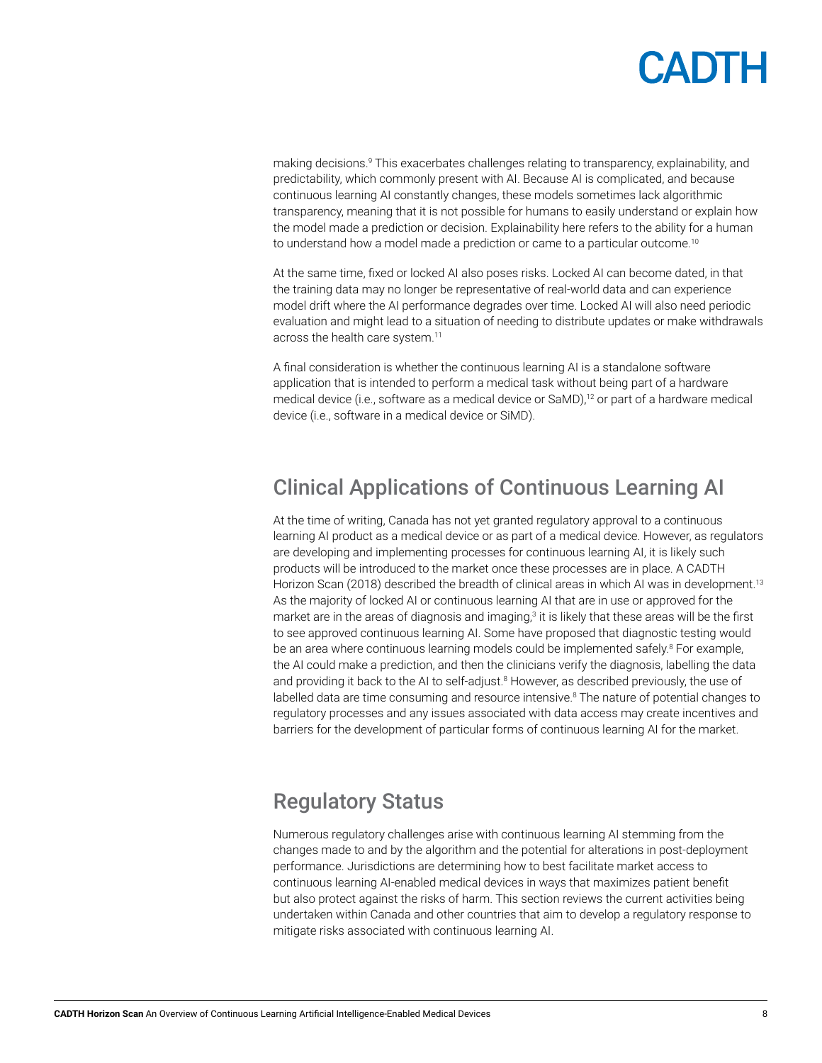making decisions.[9] This exacerbates challenges relating to transparency, explainability, and predictability, which commonly present with AI. Because AI is complicated, and because continuous learning AI constantly changes, these models sometimes lack algorithmic transparency, meaning that it is not possible for humans to easily understand or explain how the model made a prediction or decision. Explainability here refers to the ability for a human to understand how a model made a prediction or came to a particular outcome.[10]

At the same time, fixed or locked AI also poses risks. Locked AI can become dated, in that the training data may no longer be representative of real-world data and can experience model drift where the AI performance degrades over time. Locked AI will also need periodic evaluation and might lead to a situation of needing to distribute updates or make withdrawals across the health care system.[11]

A final consideration is whether the continuous learning AI is a standalone software application that is intended to perform a medical task without being part of a hardware medical device (i.e., software as a medical device or SaMD),[12] or part of a hardware medical device (i.e., software in a medical device or SiMD).

## Clinical Applications of Continuous Learning AI

At the time of writing, Canada has not yet granted regulatory approval to a continuous learning AI product as a medical device or as part of a medical device. However, as regulators are developing and implementing processes for continuous learning AI, it is likely such products will be introduced to the market once these processes are in place. A CADTH Horizon Scan (2018) described the breadth of clinical areas in which AI was in development.[13] As the majority of locked AI or continuous learning AI that are in use or approved for the market are in the areas of diagnosis and imaging,[3] it is likely that these areas will be the first to see approved continuous learning AI. Some have proposed that diagnostic testing would be an area where continuous learning models could be implemented safely.[8] For example, the AI could make a prediction, and then the clinicians verify the diagnosis, labelling the data and providing it back to the AI to self-adjust.[8] However, as described previously, the use of labelled data are time consuming and resource intensive.[8] The nature of potential changes to regulatory processes and any issues associated with data access may create incentives and barriers for the development of particular forms of continuous learning AI for the market.

## Regulatory Status

Numerous regulatory challenges arise with continuous learning AI stemming from the changes made to and by the algorithm and the potential for alterations in post-deployment performance. Jurisdictions are determining how to best facilitate market access to continuous learning AI-enabled medical devices in ways that maximizes patient benefit but also protect against the risks of harm. This section reviews the current activities being undertaken within Canada and other countries that aim to develop a regulatory response to mitigate risks associated with continuous learning AI.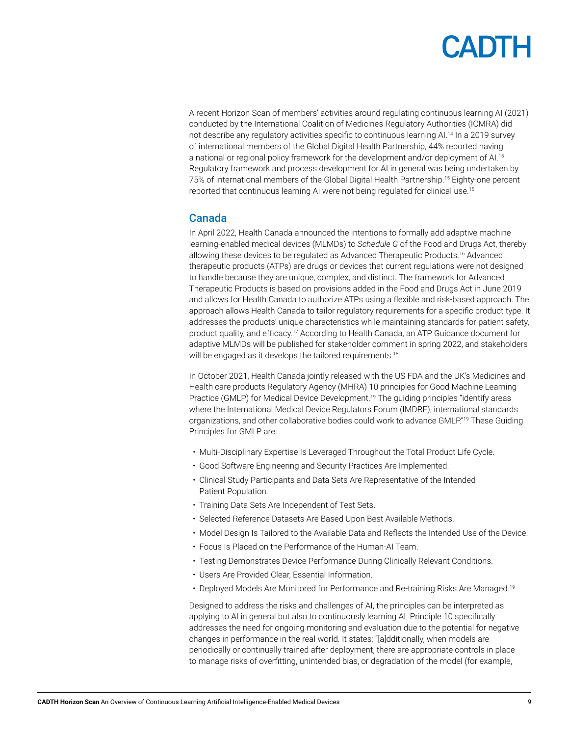A recent Horizon Scan of members' activities around regulating continuous learning AI (2021) conducted by the International Coalition of Medicines Regulatory Authorities (ICMRA) did not describe any regulatory activities specific to continuous learning AI.[14] In a 2019 survey of international members of the Global Digital Health Partnership, 44% reported having a national or regional policy framework for the development and/or deployment of AI.[15] Regulatory framework and process development for AI in general was being undertaken by 75% of international members of the Global Digital Health Partnership.[15] Eighty-one percent reported that continuous learning AI were not being regulated for clinical use.[15]

## Canada

In April 2022, Health Canada announced the intentions to formally add adaptive machine learning-enabled medical devices (MLMDs) to *Schedule G* of the Food and Drugs Act, thereby allowing these devices to be regulated as Advanced Therapeutic Products.[16] Advanced therapeutic products (ATPs) are drugs or devices that current regulations were not designed to handle because they are unique, complex, and distinct. The framework for Advanced Therapeutic Products is based on provisions added in the Food and Drugs Act in June 2019 and allows for Health Canada to authorize ATPs using a flexible and risk-based approach. The approach allows Health Canada to tailor regulatory requirements for a specific product type. It addresses the products' unique characteristics while maintaining standards for patient safety, product quality, and efficacy.[17] According to Health Canada, an ATP Guidance document for adaptive MLMDs will be published for stakeholder comment in spring 2022, and stakeholders will be engaged as it develops the tailored requirements.[18]

In October 2021, Health Canada jointly released with the US FDA and the UK's Medicines and Health care products Regulatory Agency (MHRA) 10 principles for Good Machine Learning Practice (GMLP) for Medical Device Development.[19] The guiding principles "identify areas where the International Medical Device Regulators Forum (IMDRF), international standards organizations, and other collaborative bodies could work to advance GMLP."[19] These Guiding Principles for GMLP are:

- Multi-Disciplinary Expertise Is Leveraged Throughout the Total Product Life Cycle.
- Good Software Engineering and Security Practices Are Implemented.
- Clinical Study Participants and Data Sets Are Representative of the Intended Patient Population.
- Training Data Sets Are Independent of Test Sets.
- Selected Reference Datasets Are Based Upon Best Available Methods.
- Model Design Is Tailored to the Available Data and Reflects the Intended Use of the Device.
- Focus Is Placed on the Performance of the Human-AI Team.
- Testing Demonstrates Device Performance During Clinically Relevant Conditions.
- Users Are Provided Clear, Essential Information.
- Deployed Models Are Monitored for Performance and Re-training Risks Are Managed.[19]

Designed to address the risks and challenges of AI, the principles can be interpreted as applying to AI in general but also to continuously learning AI. Principle 10 specifically addresses the need for ongoing monitoring and evaluation due to the potential for negative changes in performance in the real world. It states: "[a]dditionally, when models are periodically or continually trained after deployment, there are appropriate controls in place to manage risks of overfitting, unintended bias, or degradation of the model (for example,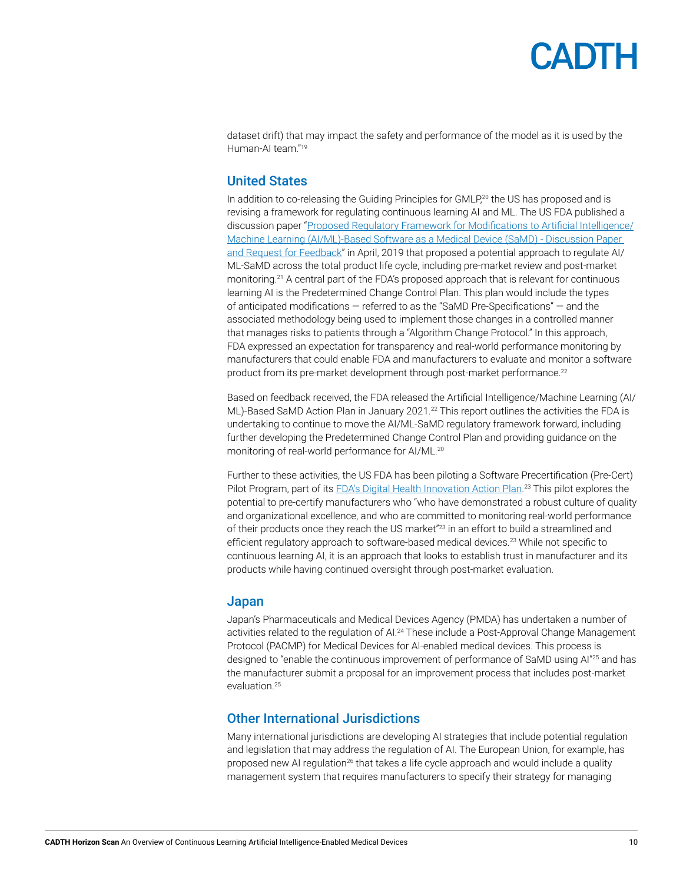dataset drift) that may impact the safety and performance of the model as it is used by the Human-AI team."[19]

## United States

In addition to co-releasing the Guiding Principles for GMLP,[20] the US has proposed and is revising a framework for regulating continuous learning AI and ML. The US FDA published a discussion paper "[Proposed Regulatory Framework for Modifications to Artificial Intelligence/Machine Learning (AI/ML)-Based Software as a Medical Device (SaMD) - Discussion Paper and Request for Feedback]()" in April, 2019 that proposed a potential approach to regulate AI/ML-SaMD across the total product life cycle, including pre-market review and post-market monitoring.[21] A central part of the FDA's proposed approach that is relevant for continuous learning AI is the Predetermined Change Control Plan. This plan would include the types of anticipated modifications — referred to as the "SaMD Pre-Specifications" — and the associated methodology being used to implement those changes in a controlled manner that manages risks to patients through a "Algorithm Change Protocol." In this approach, FDA expressed an expectation for transparency and real-world performance monitoring by manufacturers that could enable FDA and manufacturers to evaluate and monitor a software product from its pre-market development through post-market performance.[22]

Based on feedback received, the FDA released the Artificial Intelligence/Machine Learning (AI/ML)-Based SaMD Action Plan in January 2021.[22] This report outlines the activities the FDA is undertaking to continue to move the AI/ML-SaMD regulatory framework forward, including further developing the Predetermined Change Control Plan and providing guidance on the monitoring of real-world performance for AI/ML.[20]

Further to these activities, the US FDA has been piloting a Software Precertification (Pre-Cert) Pilot Program, part of its [FDA's Digital Health Innovation Action Plan]().[23] This pilot explores the potential to pre-certify manufacturers who "who have demonstrated a robust culture of quality and organizational excellence, and who are committed to monitoring real-world performance of their products once they reach the US market"[23] in an effort to build a streamlined and efficient regulatory approach to software-based medical devices.[23] While not specific to continuous learning AI, it is an approach that looks to establish trust in manufacturer and its products while having continued oversight through post-market evaluation.

## Japan

Japan's Pharmaceuticals and Medical Devices Agency (PMDA) has undertaken a number of activities related to the regulation of AI.[24] These include a Post-Approval Change Management Protocol (PACMP) for Medical Devices for AI-enabled medical devices. This process is designed to "enable the continuous improvement of performance of SaMD using AI"[25] and has the manufacturer submit a proposal for an improvement process that includes post-market evaluation.[25]

## Other International Jurisdictions

Many international jurisdictions are developing AI strategies that include potential regulation and legislation that may address the regulation of AI. The European Union, for example, has proposed new AI regulation[26] that takes a life cycle approach and would include a quality management system that requires manufacturers to specify their strategy for managing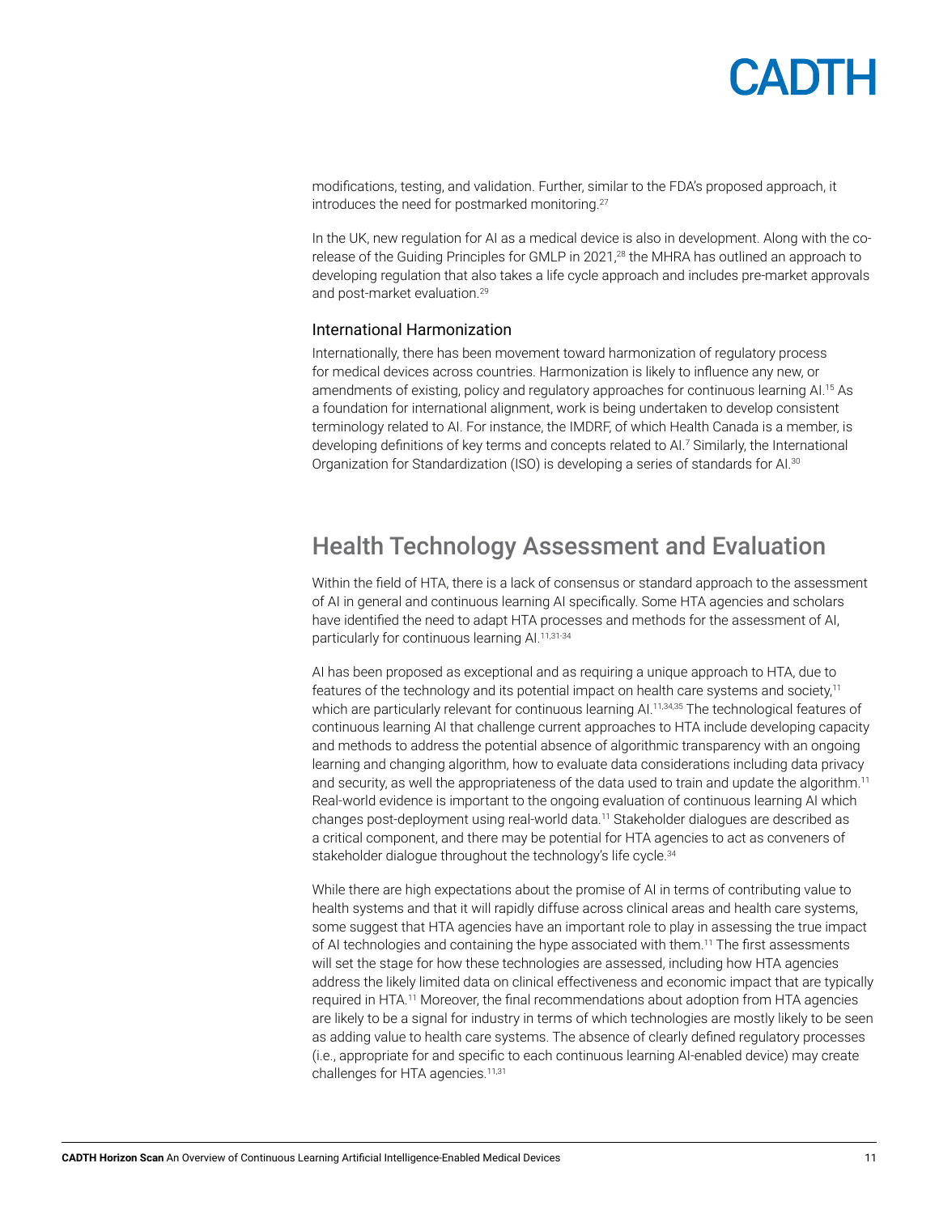modifications, testing, and validation. Further, similar to the FDA's proposed approach, it introduces the need for postmarked monitoring.[27]

In the UK, new regulation for AI as a medical device is also in development. Along with the co-release of the Guiding Principles for GMLP in 2021,[28] the MHRA has outlined an approach to developing regulation that also takes a life cycle approach and includes pre-market approvals and post-market evaluation.[29]

### International Harmonization

Internationally, there has been movement toward harmonization of regulatory process for medical devices across countries. Harmonization is likely to influence any new, or amendments of existing, policy and regulatory approaches for continuous learning AI.[15] As a foundation for international alignment, work is being undertaken to develop consistent terminology related to AI. For instance, the IMDRF, of which Health Canada is a member, is developing definitions of key terms and concepts related to AI.[7] Similarly, the International Organization for Standardization (ISO) is developing a series of standards for AI.[30]

## Health Technology Assessment and Evaluation

Within the field of HTA, there is a lack of consensus or standard approach to the assessment of AI in general and continuous learning AI specifically. Some HTA agencies and scholars have identified the need to adapt HTA processes and methods for the assessment of AI, particularly for continuous learning AI.[11,31-34]

AI has been proposed as exceptional and as requiring a unique approach to HTA, due to features of the technology and its potential impact on health care systems and society,[11] which are particularly relevant for continuous learning AI.[11,34,35] The technological features of continuous learning AI that challenge current approaches to HTA include developing capacity and methods to address the potential absence of algorithmic transparency with an ongoing learning and changing algorithm, how to evaluate data considerations including data privacy and security, as well the appropriateness of the data used to train and update the algorithm.[11] Real-world evidence is important to the ongoing evaluation of continuous learning AI which changes post-deployment using real-world data.[11] Stakeholder dialogues are described as a critical component, and there may be potential for HTA agencies to act as conveners of stakeholder dialogue throughout the technology's life cycle.[34]

While there are high expectations about the promise of AI in terms of contributing value to health systems and that it will rapidly diffuse across clinical areas and health care systems, some suggest that HTA agencies have an important role to play in assessing the true impact of AI technologies and containing the hype associated with them.[11] The first assessments will set the stage for how these technologies are assessed, including how HTA agencies address the likely limited data on clinical effectiveness and economic impact that are typically required in HTA.[11] Moreover, the final recommendations about adoption from HTA agencies are likely to be a signal for industry in terms of which technologies are mostly likely to be seen as adding value to health care systems. The absence of clearly defined regulatory processes (i.e., appropriate for and specific to each continuous learning AI-enabled device) may create challenges for HTA agencies.[11,31]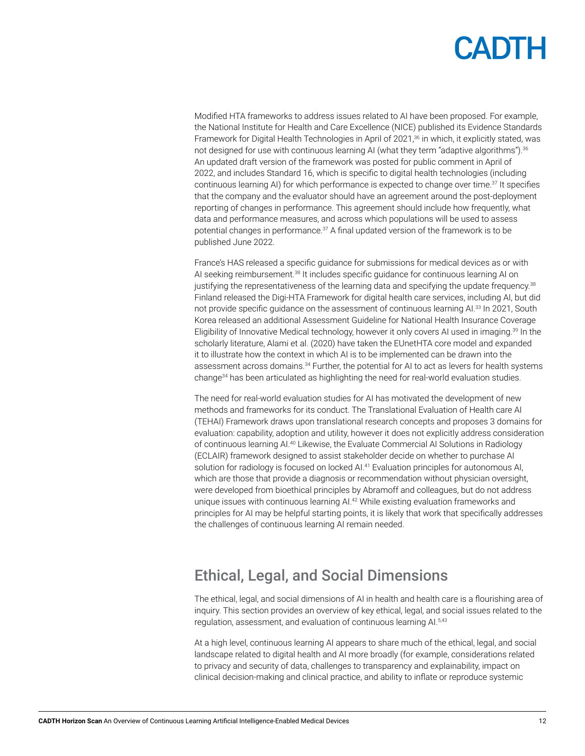Modified HTA frameworks to address issues related to AI have been proposed. For example, the National Institute for Health and Care Excellence (NICE) published its Evidence Standards Framework for Digital Health Technologies in April of 2021,[36] in which, it explicitly stated, was not designed for use with continuous learning AI (what they term "adaptive algorithms").[36] An updated draft version of the framework was posted for public comment in April of 2022, and includes Standard 16, which is specific to digital health technologies (including continuous learning AI) for which performance is expected to change over time.[37] It specifies that the company and the evaluator should have an agreement around the post-deployment reporting of changes in performance. This agreement should include how frequently, what data and performance measures, and across which populations will be used to assess potential changes in performance.[37] A final updated version of the framework is to be published June 2022.

France's HAS released a specific guidance for submissions for medical devices as or with AI seeking reimbursement.[38] It includes specific guidance for continuous learning AI on justifying the representativeness of the learning data and specifying the update frequency.[38] Finland released the Digi-HTA Framework for digital health care services, including AI, but did not provide specific guidance on the assessment of continuous learning AI.[33] In 2021, South Korea released an additional Assessment Guideline for National Health Insurance Coverage Eligibility of Innovative Medical technology, however it only covers AI used in imaging.[39] In the scholarly literature, Alami et al. (2020) have taken the EUnetHTA core model and expanded it to illustrate how the context in which AI is to be implemented can be drawn into the assessment across domains.[34] Further, the potential for AI to act as levers for health systems change[34] has been articulated as highlighting the need for real-world evaluation studies.

The need for real-world evaluation studies for AI has motivated the development of new methods and frameworks for its conduct. The Translational Evaluation of Health care AI (TEHAI) Framework draws upon translational research concepts and proposes 3 domains for evaluation: capability, adoption and utility, however it does not explicitly address consideration of continuous learning AI.[40] Likewise, the Evaluate Commercial AI Solutions in Radiology (ECLAIR) framework designed to assist stakeholder decide on whether to purchase AI solution for radiology is focused on locked AI.[41] Evaluation principles for autonomous AI, which are those that provide a diagnosis or recommendation without physician oversight, were developed from bioethical principles by Abramoff and colleagues, but do not address unique issues with continuous learning AI.[42] While existing evaluation frameworks and principles for AI may be helpful starting points, it is likely that work that specifically addresses the challenges of continuous learning AI remain needed.

## Ethical, Legal, and Social Dimensions

The ethical, legal, and social dimensions of AI in health and health care is a flourishing area of inquiry. This section provides an overview of key ethical, legal, and social issues related to the regulation, assessment, and evaluation of continuous learning AI.[5,43]

At a high level, continuous learning AI appears to share much of the ethical, legal, and social landscape related to digital health and AI more broadly (for example, considerations related to privacy and security of data, challenges to transparency and explainability, impact on clinical decision-making and clinical practice, and ability to inflate or reproduce systemic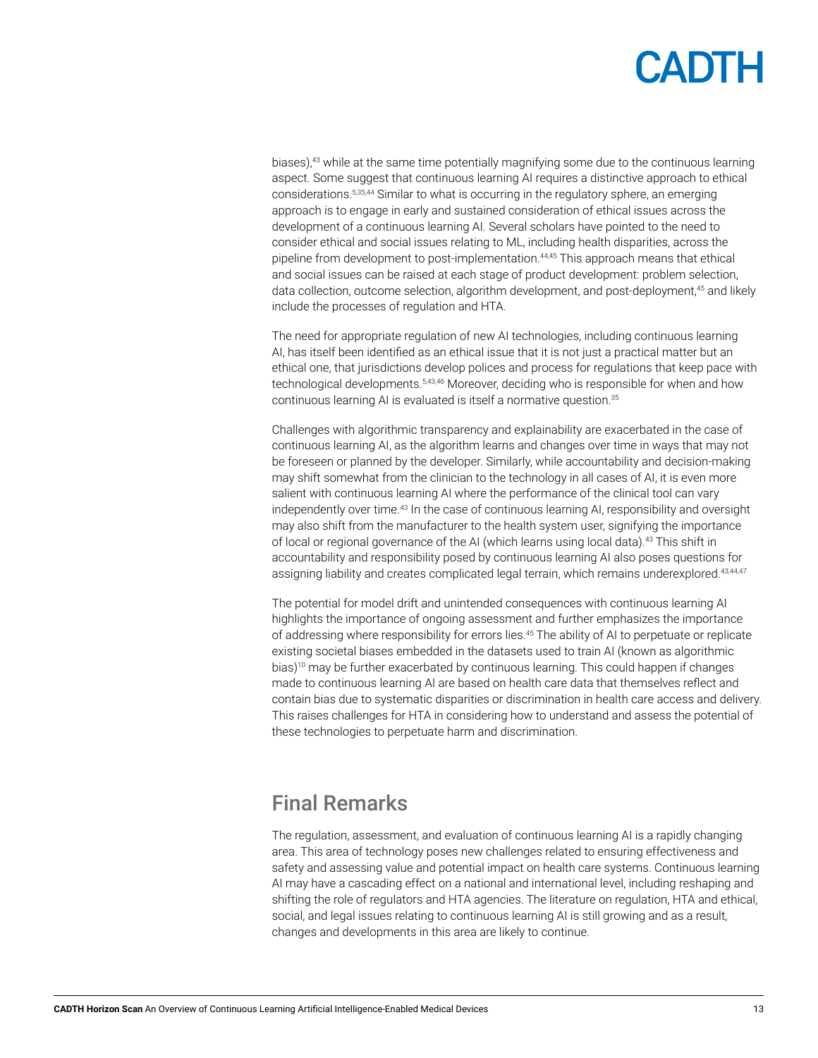biases),[43] while at the same time potentially magnifying some due to the continuous learning aspect. Some suggest that continuous learning AI requires a distinctive approach to ethical considerations.[5,35,44] Similar to what is occurring in the regulatory sphere, an emerging approach is to engage in early and sustained consideration of ethical issues across the development of a continuous learning AI. Several scholars have pointed to the need to consider ethical and social issues relating to ML, including health disparities, across the pipeline from development to post-implementation.[44,45] This approach means that ethical and social issues can be raised at each stage of product development: problem selection, data collection, outcome selection, algorithm development, and post-deployment,[45] and likely include the processes of regulation and HTA.

The need for appropriate regulation of new AI technologies, including continuous learning AI, has itself been identified as an ethical issue that it is not just a practical matter but an ethical one, that jurisdictions develop polices and process for regulations that keep pace with technological developments.[5,43,46] Moreover, deciding who is responsible for when and how continuous learning AI is evaluated is itself a normative question.[35]

Challenges with algorithmic transparency and explainability are exacerbated in the case of continuous learning AI, as the algorithm learns and changes over time in ways that may not be foreseen or planned by the developer. Similarly, while accountability and decision-making may shift somewhat from the clinician to the technology in all cases of AI, it is even more salient with continuous learning AI where the performance of the clinical tool can vary independently over time.[43] In the case of continuous learning AI, responsibility and oversight may also shift from the manufacturer to the health system user, signifying the importance of local or regional governance of the AI (which learns using local data).[43] This shift in accountability and responsibility posed by continuous learning AI also poses questions for assigning liability and creates complicated legal terrain, which remains underexplored.[43,44,47]

The potential for model drift and unintended consequences with continuous learning AI highlights the importance of ongoing assessment and further emphasizes the importance of addressing where responsibility for errors lies.[45] The ability of AI to perpetuate or replicate existing societal biases embedded in the datasets used to train AI (known as algorithmic bias)[10] may be further exacerbated by continuous learning. This could happen if changes made to continuous learning AI are based on health care data that themselves reflect and contain bias due to systematic disparities or discrimination in health care access and delivery. This raises challenges for HTA in considering how to understand and assess the potential of these technologies to perpetuate harm and discrimination.

## Final Remarks

The regulation, assessment, and evaluation of continuous learning AI is a rapidly changing area. This area of technology poses new challenges related to ensuring effectiveness and safety and assessing value and potential impact on health care systems. Continuous learning AI may have a cascading effect on a national and international level, including reshaping and shifting the role of regulators and HTA agencies. The literature on regulation, HTA and ethical, social, and legal issues relating to continuous learning AI is still growing and as a result, changes and developments in this area are likely to continue.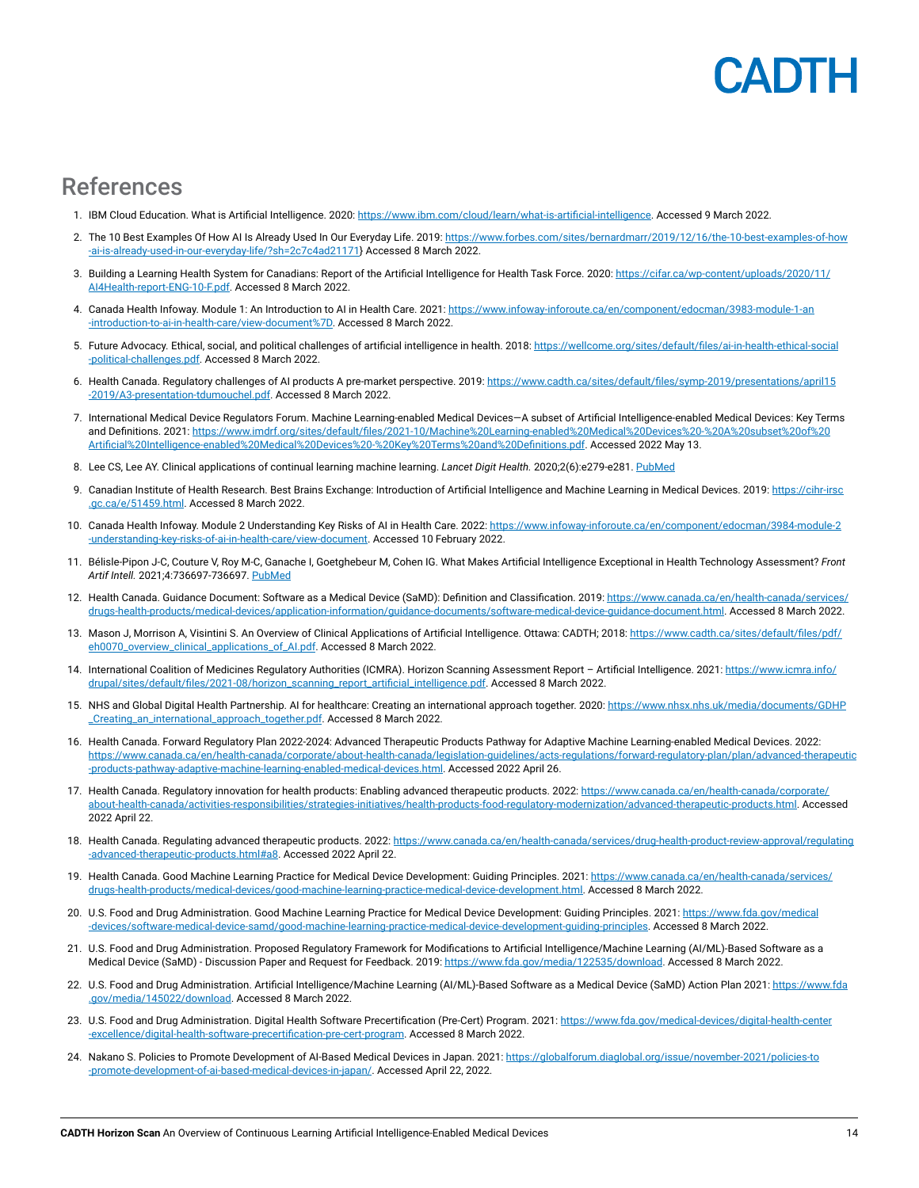## References

1. IBM Cloud Education. What is Artificial Intelligence. 2020: https://www.ibm.com/cloud/learn/what-is-artificial-intelligence. Accessed 9 March 2022.
2. The 10 Best Examples Of How AI Is Already Used In Our Everyday Life. 2019: https://www.forbes.com/sites/bernardmarr/2019/12/16/the-10-best-examples-of-how-ai-is-already-used-in-our-everyday-life/?sh=2c7c4ad21171} Accessed 8 March 2022.
3. Building a Learning Health System for Canadians: Report of the Artificial Intelligence for Health Task Force. 2020: https://cifar.ca/wp-content/uploads/2020/11/AI4Health-report-ENG-10-F.pdf. Accessed 8 March 2022.
4. Canada Health Infoway. Module 1: An Introduction to AI in Health Care. 2021: https://www.infoway-inforoute.ca/en/component/edocman/3983-module-1-an-introduction-to-ai-in-health-care/view-document%7D. Accessed 8 March 2022.
5. Future Advocacy. Ethical, social, and political challenges of artificial intelligence in health. 2018: https://wellcome.org/sites/default/files/ai-in-health-ethical-social-political-challenges.pdf. Accessed 8 March 2022.
6. Health Canada. Regulatory challenges of AI products A pre-market perspective. 2019: https://www.cadth.ca/sites/default/files/symp-2019/presentations/april15-2019/A3-presentation-tdumouchel.pdf. Accessed 8 March 2022.
7. International Medical Device Regulators Forum. Machine Learning-enabled Medical Devices—A subset of Artificial Intelligence-enabled Medical Devices: Key Terms and Definitions. 2021: https://www.imdrf.org/sites/default/files/2021-10/Machine%20Learning-enabled%20Medical%20Devices%20-%20A%20subset%20of%20Artificial%20Intelligence-enabled%20Medical%20Devices%20-%20Key%20Terms%20and%20Definitions.pdf. Accessed 2022 May 13.
8. Lee CS, Lee AY. Clinical applications of continual learning machine learning. *Lancet Digit Health.* 2020;2(6):e279-e281. PubMed
9. Canadian Institute of Health Research. Best Brains Exchange: Introduction of Artificial Intelligence and Machine Learning in Medical Devices. 2019: https://cihr-irsc.gc.ca/e/51459.html. Accessed 8 March 2022.
10. Canada Health Infoway. Module 2 Understanding Key Risks of AI in Health Care. 2022: https://www.infoway-inforoute.ca/en/component/edocman/3984-module-2-understanding-key-risks-of-ai-in-health-care/view-document. Accessed 10 February 2022.
11. Bélisle-Pipon J-C, Couture V, Roy M-C, Ganache I, Goetghebeur M, Cohen IG. What Makes Artificial Intelligence Exceptional in Health Technology Assessment? *Front Artif Intell.* 2021;4:736697-736697. PubMed
12. Health Canada. Guidance Document: Software as a Medical Device (SaMD): Definition and Classification. 2019: https://www.canada.ca/en/health-canada/services/drugs-health-products/medical-devices/application-information/guidance-documents/software-medical-device-guidance-document.html. Accessed 8 March 2022.
13. Mason J, Morrison A, Visintini S. An Overview of Clinical Applications of Artificial Intelligence. Ottawa: CADTH; 2018: https://www.cadth.ca/sites/default/files/pdf/eh0070_overview_clinical_applications_of_AI.pdf. Accessed 8 March 2022.
14. International Coalition of Medicines Regulatory Authorities (ICMRA). Horizon Scanning Assessment Report – Artificial Intelligence. 2021: https://www.icmra.info/drupal/sites/default/files/2021-08/horizon_scanning_report_artificial_intelligence.pdf. Accessed 8 March 2022.
15. NHS and Global Digital Health Partnership. AI for healthcare: Creating an international approach together. 2020: https://www.nhsx.nhs.uk/media/documents/GDHP_Creating_an_international_approach_together.pdf. Accessed 8 March 2022.
16. Health Canada. Forward Regulatory Plan 2022-2024: Advanced Therapeutic Products Pathway for Adaptive Machine Learning-enabled Medical Devices. 2022: https://www.canada.ca/en/health-canada/corporate/about-health-canada/legislation-guidelines/acts-regulations/forward-regulatory-plan/plan/advanced-therapeutic-products-pathway-adaptive-machine-learning-enabled-medical-devices.html. Accessed 2022 April 26.
17. Health Canada. Regulatory innovation for health products: Enabling advanced therapeutic products. 2022: https://www.canada.ca/en/health-canada/corporate/about-health-canada/activities-responsibilities/strategies-initiatives/health-products-food-regulatory-modernization/advanced-therapeutic-products.html. Accessed 2022 April 22.
18. Health Canada. Regulating advanced therapeutic products. 2022: https://www.canada.ca/en/health-canada/services/drug-health-product-review-approval/regulating-advanced-therapeutic-products.html#a8. Accessed 2022 April 22.
19. Health Canada. Good Machine Learning Practice for Medical Device Development: Guiding Principles. 2021: https://www.canada.ca/en/health-canada/services/drugs-health-products/medical-devices/good-machine-learning-practice-medical-device-development.html. Accessed 8 March 2022.
20. U.S. Food and Drug Administration. Good Machine Learning Practice for Medical Device Development: Guiding Principles. 2021: https://www.fda.gov/medical-devices/software-medical-device-samd/good-machine-learning-practice-medical-device-development-guiding-principles. Accessed 8 March 2022.
21. U.S. Food and Drug Administration. Proposed Regulatory Framework for Modifications to Artificial Intelligence/Machine Learning (AI/ML)-Based Software as a Medical Device (SaMD) - Discussion Paper and Request for Feedback. 2019: https://www.fda.gov/media/122535/download. Accessed 8 March 2022.
22. U.S. Food and Drug Administration. Artificial Intelligence/Machine Learning (AI/ML)-Based Software as a Medical Device (SaMD) Action Plan 2021: https://www.fda.gov/media/145022/download. Accessed 8 March 2022.
23. U.S. Food and Drug Administration. Digital Health Software Precertification (Pre-Cert) Program. 2021: https://www.fda.gov/medical-devices/digital-health-center-excellence/digital-health-software-precertification-pre-cert-program. Accessed 8 March 2022.
24. Nakano S. Policies to Promote Development of AI-Based Medical Devices in Japan. 2021: https://globalforum.diaglobal.org/issue/november-2021/policies-to-promote-development-of-ai-based-medical-devices-in-japan/. Accessed April 22, 2022.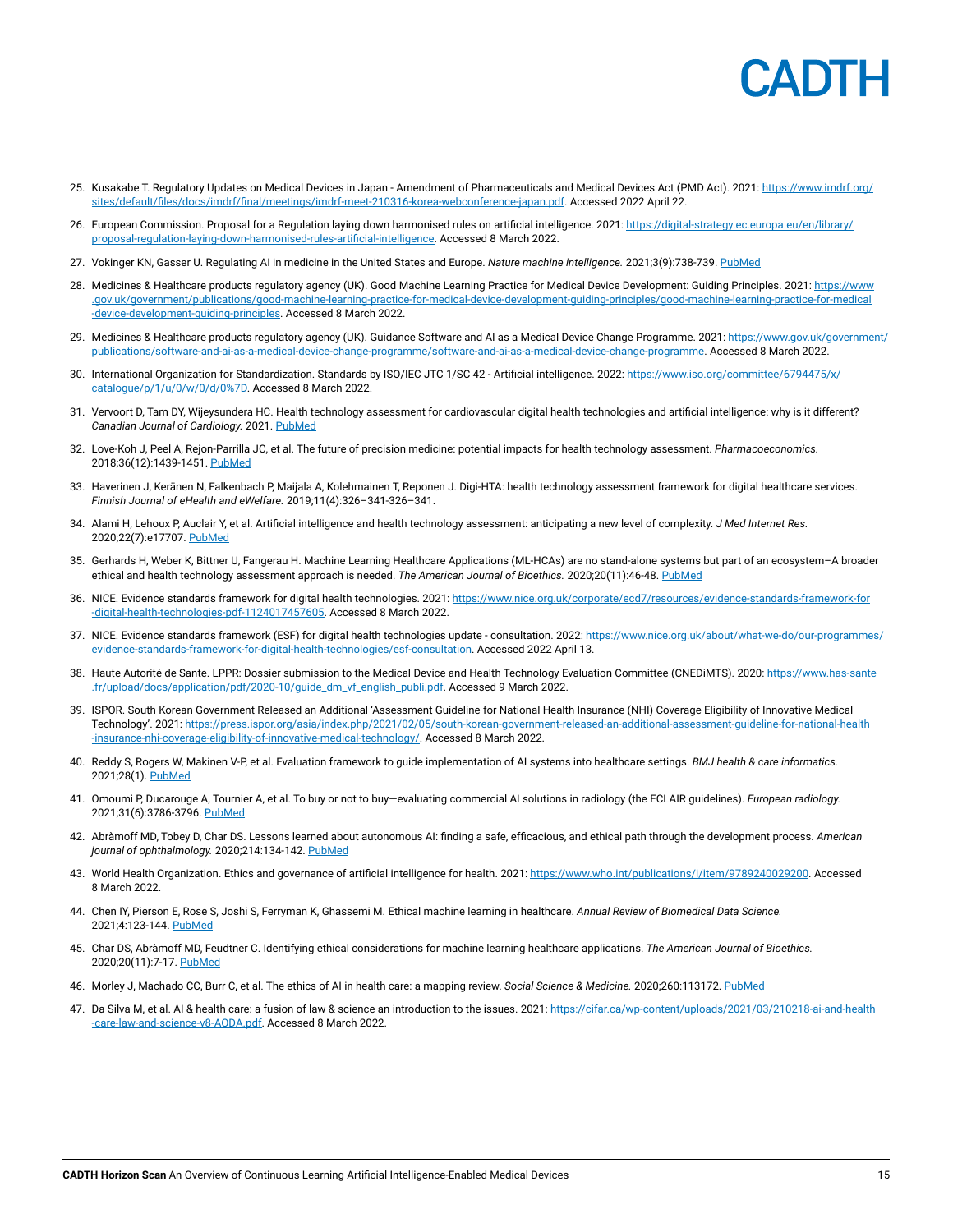25. Kusakabe T. Regulatory Updates on Medical Devices in Japan - Amendment of Pharmaceuticals and Medical Devices Act (PMD Act). 2021: [https://www.imdrf.org/sites/default/files/docs/imdrf/final/meetings/imdrf-meet-210316-korea-webconference-japan.pdf](https://www.imdrf.org/sites/default/files/docs/imdrf/final/meetings/imdrf-meet-210316-korea-webconference-japan.pdf). Accessed 2022 April 22.

26. European Commission. Proposal for a Regulation laying down harmonised rules on artificial intelligence. 2021: [https://digital-strategy.ec.europa.eu/en/library/proposal-regulation-laying-down-harmonised-rules-artificial-intelligence](https://digital-strategy.ec.europa.eu/en/library/proposal-regulation-laying-down-harmonised-rules-artificial-intelligence). Accessed 8 March 2022.

27. Vokinger KN, Gasser U. Regulating AI in medicine in the United States and Europe. *Nature machine intelligence.* 2021;3(9):738-739. PubMed

28. Medicines & Healthcare products regulatory agency (UK). Good Machine Learning Practice for Medical Device Development: Guiding Principles. 2021: [https://www.gov.uk/government/publications/good-machine-learning-practice-for-medical-device-development-guiding-principles/good-machine-learning-practice-for-medical-device-development-guiding-principles](https://www.gov.uk/government/publications/good-machine-learning-practice-for-medical-device-development-guiding-principles/good-machine-learning-practice-for-medical-device-development-guiding-principles). Accessed 8 March 2022.

29. Medicines & Healthcare products regulatory agency (UK). Guidance Software and AI as a Medical Device Change Programme. 2021: [https://www.gov.uk/government/publications/software-and-ai-as-a-medical-device-change-programme/software-and-ai-as-a-medical-device-change-programme](https://www.gov.uk/government/publications/software-and-ai-as-a-medical-device-change-programme/software-and-ai-as-a-medical-device-change-programme). Accessed 8 March 2022.

30. International Organization for Standardization. Standards by ISO/IEC JTC 1/SC 42 - Artificial intelligence. 2022: [https://www.iso.org/committee/6794475/x/catalogue/p/1/u/0/w/0/d/0%7D](https://www.iso.org/committee/6794475/x/catalogue/p/1/u/0/w/0/d/0%7D). Accessed 8 March 2022.

31. Vervoort D, Tam DY, Wijeysundera HC. Health technology assessment for cardiovascular digital health technologies and artificial intelligence: why is it different? *Canadian Journal of Cardiology.* 2021. PubMed

32. Love-Koh J, Peel A, Rejon-Parrilla JC, et al. The future of precision medicine: potential impacts for health technology assessment. *Pharmacoeconomics.* 2018;36(12):1439-1451. PubMed

33. Haverinen J, Keränen N, Falkenbach P, Maijala A, Kolehmainen T, Reponen J. Digi-HTA: health technology assessment framework for digital healthcare services. *Finnish Journal of eHealth and eWelfare.* 2019;11(4):326–341-326–341.

34. Alami H, Lehoux P, Auclair Y, et al. Artificial intelligence and health technology assessment: anticipating a new level of complexity. *J Med Internet Res.* 2020;22(7):e17707. PubMed

35. Gerhards H, Weber K, Bittner U, Fangerau H. Machine Learning Healthcare Applications (ML-HCAs) are no stand-alone systems but part of an ecosystem–A broader ethical and health technology assessment approach is needed. *The American Journal of Bioethics.* 2020;20(11):46-48. PubMed

36. NICE. Evidence standards framework for digital health technologies. 2021: [https://www.nice.org.uk/corporate/ecd7/resources/evidence-standards-framework-for-digital-health-technologies-pdf-1124017457605](https://www.nice.org.uk/corporate/ecd7/resources/evidence-standards-framework-for-digital-health-technologies-pdf-1124017457605). Accessed 8 March 2022.

37. NICE. Evidence standards framework (ESF) for digital health technologies update - consultation. 2022: [https://www.nice.org.uk/about/what-we-do/our-programmes/evidence-standards-framework-for-digital-health-technologies/esf-consultation](https://www.nice.org.uk/about/what-we-do/our-programmes/evidence-standards-framework-for-digital-health-technologies/esf-consultation). Accessed 2022 April 13.

38. Haute Autorité de Sante. LPPR: Dossier submission to the Medical Device and Health Technology Evaluation Committee (CNEDiMTS). 2020: [https://www.has-sante.fr/upload/docs/application/pdf/2020-10/guide_dm_vf_english_publi.pdf](https://www.has-sante.fr/upload/docs/application/pdf/2020-10/guide_dm_vf_english_publi.pdf). Accessed 9 March 2022.

39. ISPOR. South Korean Government Released an Additional 'Assessment Guideline for National Health Insurance (NHI) Coverage Eligibility of Innovative Medical Technology'. 2021: [https://press.ispor.org/asia/index.php/2021/02/05/south-korean-government-released-an-additional-assessment-guideline-for-national-health-insurance-nhi-coverage-eligibility-of-innovative-medical-technology/](https://press.ispor.org/asia/index.php/2021/02/05/south-korean-government-released-an-additional-assessment-guideline-for-national-health-insurance-nhi-coverage-eligibility-of-innovative-medical-technology/). Accessed 8 March 2022.

40. Reddy S, Rogers W, Makinen V-P, et al. Evaluation framework to guide implementation of AI systems into healthcare settings. *BMJ health & care informatics.* 2021;28(1). PubMed

41. Omoumi P, Ducarouge A, Tournier A, et al. To buy or not to buy—evaluating commercial AI solutions in radiology (the ECLAIR guidelines). *European radiology.* 2021;31(6):3786-3796. PubMed

42. Abràmoff MD, Tobey D, Char DS. Lessons learned about autonomous AI: finding a safe, efficacious, and ethical path through the development process. *American journal of ophthalmology.* 2020;214:134-142. PubMed

43. World Health Organization. Ethics and governance of artificial intelligence for health. 2021: [https://www.who.int/publications/i/item/9789240029200](https://www.who.int/publications/i/item/9789240029200). Accessed 8 March 2022.

44. Chen IY, Pierson E, Rose S, Joshi S, Ferryman K, Ghassemi M. Ethical machine learning in healthcare. *Annual Review of Biomedical Data Science.* 2021;4:123-144. PubMed

45. Char DS, Abràmoff MD, Feudtner C. Identifying ethical considerations for machine learning healthcare applications. *The American Journal of Bioethics.* 2020;20(11):7-17. PubMed

46. Morley J, Machado CC, Burr C, et al. The ethics of AI in health care: a mapping review. *Social Science & Medicine.* 2020;260:113172. PubMed

47. Da Silva M, et al. AI & health care: a fusion of law & science an introduction to the issues. 2021: [https://cifar.ca/wp-content/uploads/2021/03/210218-ai-and-health-care-law-and-science-v8-AODA.pdf](https://cifar.ca/wp-content/uploads/2021/03/210218-ai-and-health-care-law-and-science-v8-AODA.pdf). Accessed 8 March 2022.